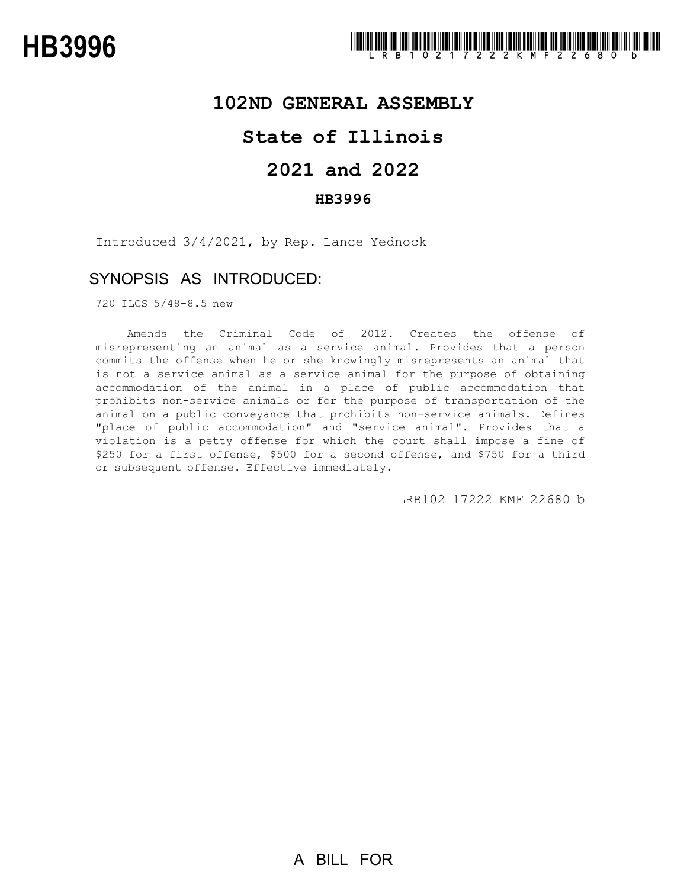# HB3996

# 102ND GENERAL ASSEMBLY

## State of Illinois

## 2021 and 2022

### HB3996

Introduced 3/4/2021, by Rep. Lance Yednock

## SYNOPSIS AS INTRODUCED:

720 ILCS 5/48-8.5 new

Amends the Criminal Code of 2012. Creates the offense of misrepresenting an animal as a service animal. Provides that a person commits the offense when he or she knowingly misrepresents an animal that is not a service animal as a service animal for the purpose of obtaining accommodation of the animal in a place of public accommodation that prohibits non-service animals or for the purpose of transportation of the animal on a public conveyance that prohibits non-service animals. Defines "place of public accommodation" and "service animal". Provides that a violation is a petty offense for which the court shall impose a fine of $250 for a first offense, $500 for a second offense, and $750 for a third or subsequent offense. Effective immediately.

LRB102 17222 KMF 22680 b

A BILL FOR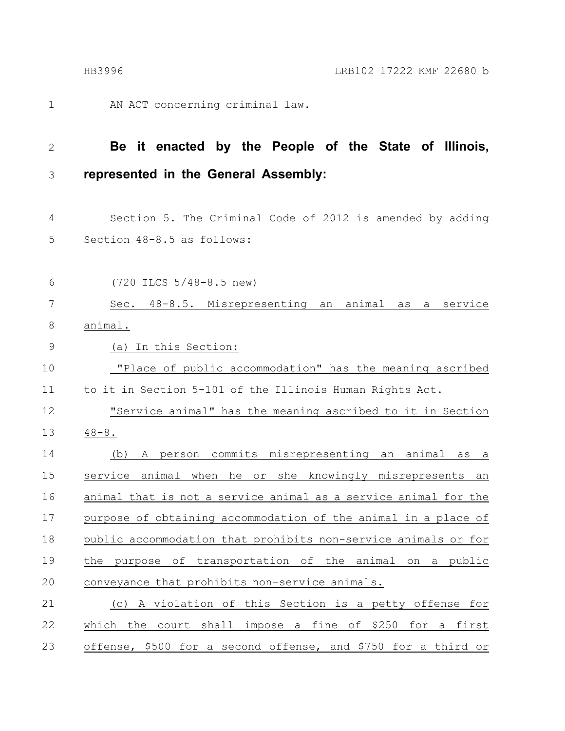AN ACT concerning criminal law.

**Be it enacted by the People of the State of Illinois, represented in the General Assembly:**

Section 5. The Criminal Code of 2012 is amended by adding Section 48-8.5 as follows:

(720 ILCS 5/48-8.5 new)

Sec. 48-8.5. Misrepresenting an animal as a service animal.

(a) In this Section:

"Place of public accommodation" has the meaning ascribed to it in Section 5-101 of the Illinois Human Rights Act.

"Service animal" has the meaning ascribed to it in Section 48-8.

(b) A person commits misrepresenting an animal as a service animal when he or she knowingly misrepresents an animal that is not a service animal as a service animal for the purpose of obtaining accommodation of the animal in a place of public accommodation that prohibits non-service animals or for the purpose of transportation of the animal on a public conveyance that prohibits non-service animals.

(c) A violation of this Section is a petty offense for which the court shall impose a fine of $250 for a first offense, $500 for a second offense, and $750 for a third or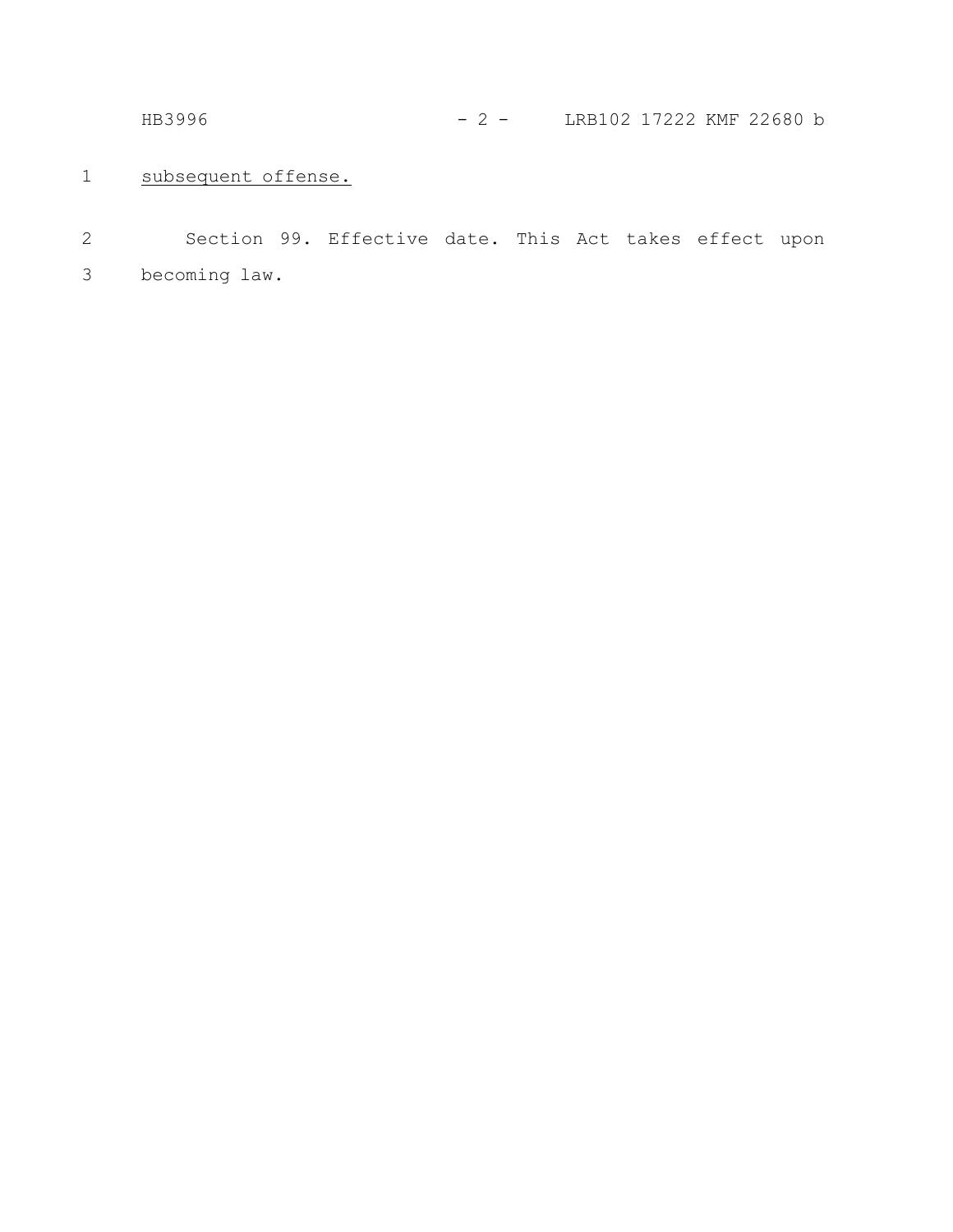<u>subsequent offense.</u>

Section 99. Effective date. This Act takes effect upon becoming law.